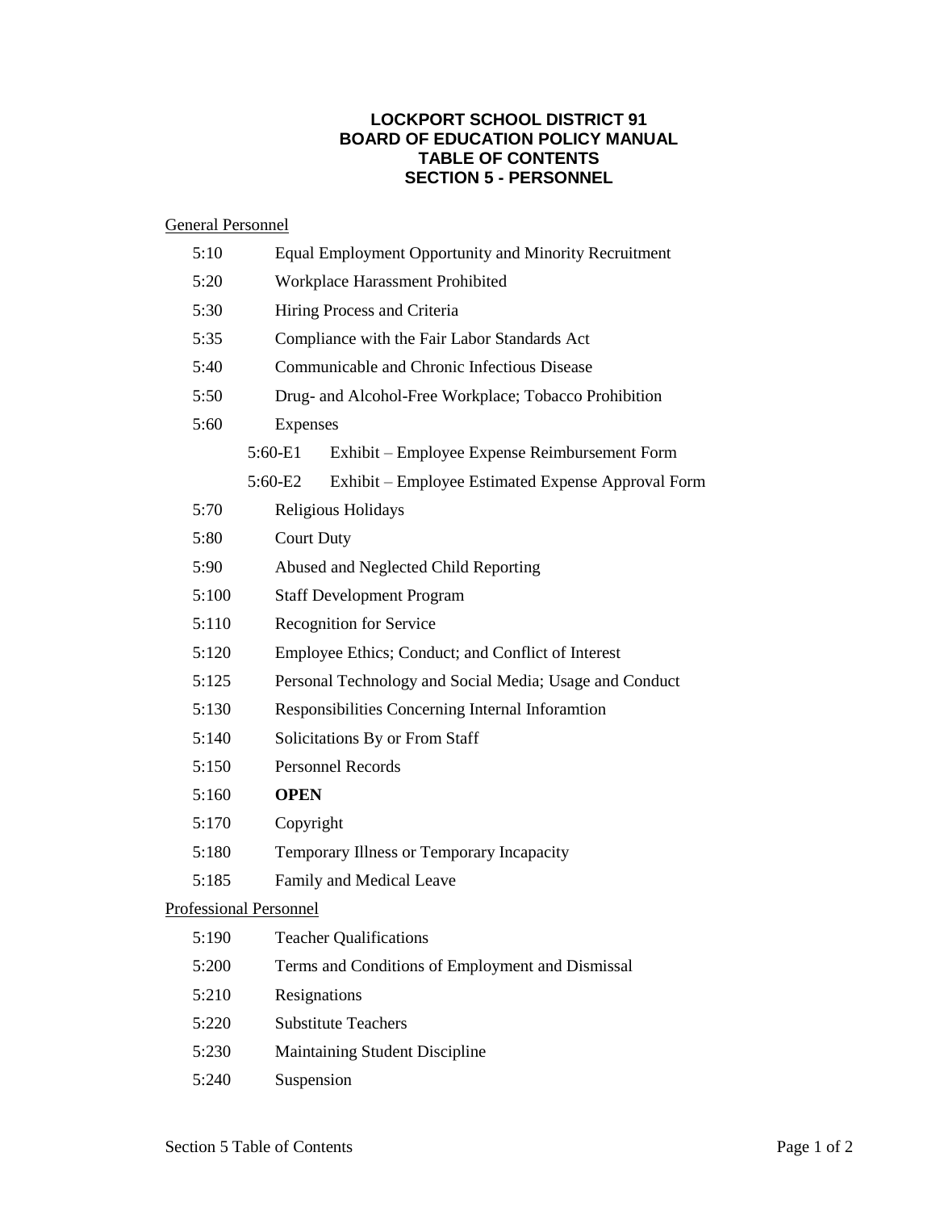# LOCKPORT SCHOOL DISTRICT 91
# BOARD OF EDUCATION POLICY MANUAL
# TABLE OF CONTENTS
# SECTION 5 - PERSONNEL

General Personnel

- 5:10 Equal Employment Opportunity and Minority Recruitment
- 5:20 Workplace Harassment Prohibited
- 5:30 Hiring Process and Criteria
- 5:35 Compliance with the Fair Labor Standards Act
- 5:40 Communicable and Chronic Infectious Disease
- 5:50 Drug- and Alcohol-Free Workplace; Tobacco Prohibition
- 5:60 Expenses
  - 5:60-E1 Exhibit – Employee Expense Reimbursement Form
  - 5:60-E2 Exhibit – Employee Estimated Expense Approval Form
- 5:70 Religious Holidays
- 5:80 Court Duty
- 5:90 Abused and Neglected Child Reporting
- 5:100 Staff Development Program
- 5:110 Recognition for Service
- 5:120 Employee Ethics; Conduct; and Conflict of Interest
- 5:125 Personal Technology and Social Media; Usage and Conduct
- 5:130 Responsibilities Concerning Internal Inforamtion
- 5:140 Solicitations By or From Staff
- 5:150 Personnel Records
- 5:160 **OPEN**
- 5:170 Copyright
- 5:180 Temporary Illness or Temporary Incapacity
- 5:185 Family and Medical Leave

Professional Personnel

- 5:190 Teacher Qualifications
- 5:200 Terms and Conditions of Employment and Dismissal
- 5:210 Resignations
- 5:220 Substitute Teachers
- 5:230 Maintaining Student Discipline
- 5:240 Suspension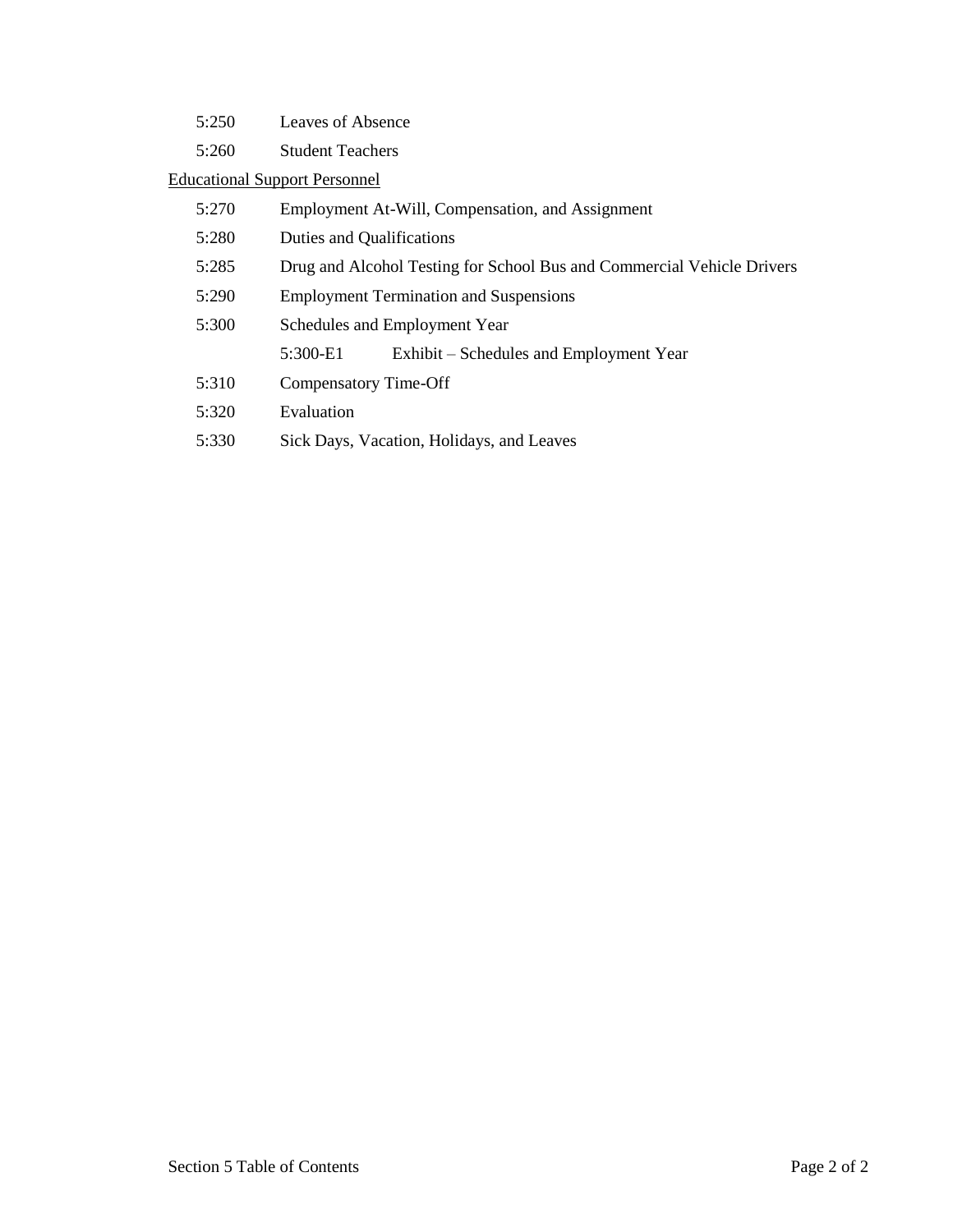| | |
|---|---|
| 5:250 | Leaves of Absence |
| 5:260 | Student Teachers |

<u>Educational Support Personnel</u>

| | |
|---|---|
| 5:270 | Employment At-Will, Compensation, and Assignment |
| 5:280 | Duties and Qualifications |
| 5:285 | Drug and Alcohol Testing for School Bus and Commercial Vehicle Drivers |
| 5:290 | Employment Termination and Suspensions |
| 5:300 | Schedules and Employment Year |
| | 5:300-E1 Exhibit – Schedules and Employment Year |
| 5:310 | Compensatory Time-Off |
| 5:320 | Evaluation |
| 5:330 | Sick Days, Vacation, Holidays, and Leaves |